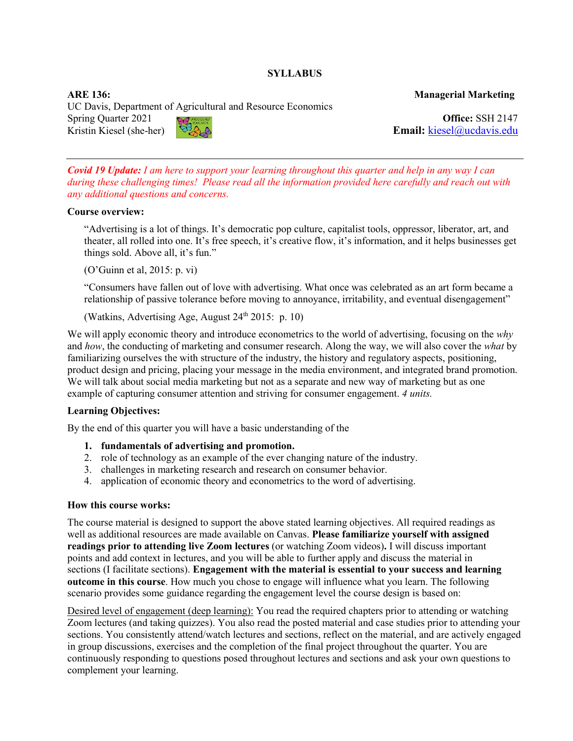**SYLLABUS**

**ARE 136:** **Managerial Marketing**

UC Davis, Department of Agricultural and Resource Economics

Spring Quarter 2021

Kristin Kiesel (she-her)

**Office:** SSH 2147

**Email:** kiesel@ucdavis.edu

---

***Covid 19 Update:*** *I am here to support your learning throughout this quarter and help in any way I can during these challenging times! Please read all the information provided here carefully and reach out with any additional questions and concerns.*

**Course overview:**

> "Advertising is a lot of things. It's democratic pop culture, capitalist tools, oppressor, liberator, art, and theater, all rolled into one. It's free speech, it's creative flow, it's information, and it helps businesses get things sold. Above all, it's fun."
>
> (O'Guinn et al, 2015: p. vi)
>
> "Consumers have fallen out of love with advertising. What once was celebrated as an art form became a relationship of passive tolerance before moving to annoyance, irritability, and eventual disengagement"
>
> (Watkins, Advertising Age, August 24th 2015: p. 10)

We will apply economic theory and introduce econometrics to the world of advertising, focusing on the *why* and *how*, the conducting of marketing and consumer research. Along the way, we will also cover the *what* by familiarizing ourselves the with structure of the industry, the history and regulatory aspects, positioning, product design and pricing, placing your message in the media environment, and integrated brand promotion. We will talk about social media marketing but not as a separate and new way of marketing but as one example of capturing consumer attention and striving for consumer engagement. *4 units.*

**Learning Objectives:**

By the end of this quarter you will have a basic understanding of the

1. **fundamentals of advertising and promotion.**
2. role of technology as an example of the ever changing nature of the industry.
3. challenges in marketing research and research on consumer behavior.
4. application of economic theory and econometrics to the word of advertising.

**How this course works:**

The course material is designed to support the above stated learning objectives. All required readings as well as additional resources are made available on Canvas. **Please familiarize yourself with assigned readings prior to attending live Zoom lectures** (or watching Zoom videos)**.** I will discuss important points and add context in lectures, and you will be able to further apply and discuss the material in sections (I facilitate sections). **Engagement with the material is essential to your success and learning outcome in this course**. How much you chose to engage will influence what you learn. The following scenario provides some guidance regarding the engagement level the course design is based on:

Desired level of engagement (deep learning): You read the required chapters prior to attending or watching Zoom lectures (and taking quizzes). You also read the posted material and case studies prior to attending your sections. You consistently attend/watch lectures and sections, reflect on the material, and are actively engaged in group discussions, exercises and the completion of the final project throughout the quarter. You are continuously responding to questions posed throughout lectures and sections and ask your own questions to complement your learning.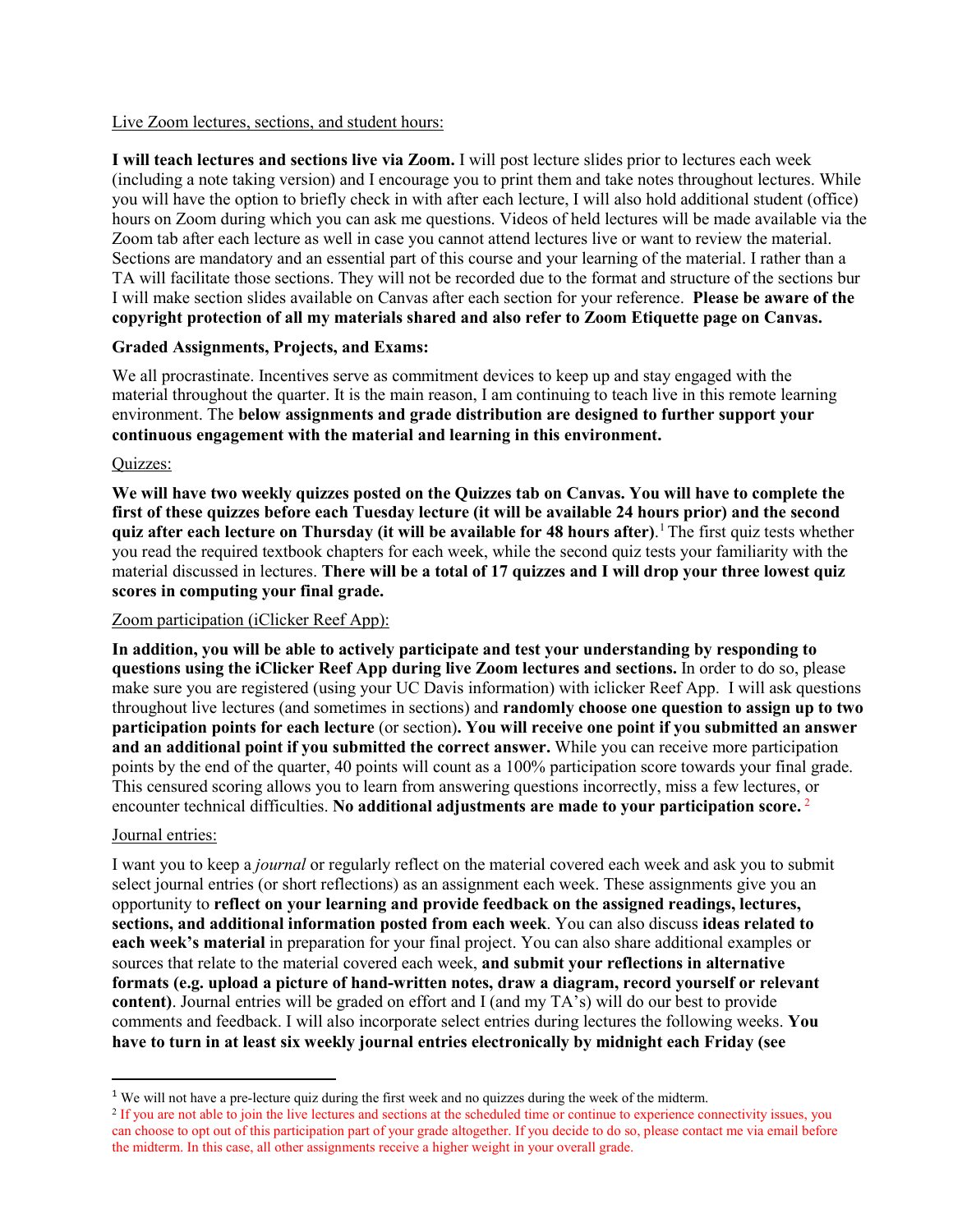Live Zoom lectures, sections, and student hours:

**I will teach lectures and sections live via Zoom.** I will post lecture slides prior to lectures each week (including a note taking version) and I encourage you to print them and take notes throughout lectures. While you will have the option to briefly check in with after each lecture, I will also hold additional student (office) hours on Zoom during which you can ask me questions. Videos of held lectures will be made available via the Zoom tab after each lecture as well in case you cannot attend lectures live or want to review the material. Sections are mandatory and an essential part of this course and your learning of the material. I rather than a TA will facilitate those sections. They will not be recorded due to the format and structure of the sections bur I will make section slides available on Canvas after each section for your reference. **Please be aware of the copyright protection of all my materials shared and also refer to Zoom Etiquette page on Canvas.**

**Graded Assignments, Projects, and Exams:**

We all procrastinate. Incentives serve as commitment devices to keep up and stay engaged with the material throughout the quarter. It is the main reason, I am continuing to teach live in this remote learning environment. The **below assignments and grade distribution are designed to further support your continuous engagement with the material and learning in this environment.**

Quizzes:

**We will have two weekly quizzes posted on the Quizzes tab on Canvas. You will have to complete the first of these quizzes before each Tuesday lecture (it will be available 24 hours prior) and the second quiz after each lecture on Thursday (it will be available for 48 hours after)**.[1] The first quiz tests whether you read the required textbook chapters for each week, while the second quiz tests your familiarity with the material discussed in lectures. **There will be a total of 17 quizzes and I will drop your three lowest quiz scores in computing your final grade.**

Zoom participation (iClicker Reef App):

**In addition, you will be able to actively participate and test your understanding by responding to questions using the iClicker Reef App during live Zoom lectures and sections.** In order to do so, please make sure you are registered (using your UC Davis information) with iclicker Reef App. I will ask questions throughout live lectures (and sometimes in sections) and **randomly choose one question to assign up to two participation points for each lecture** (or section)**. You will receive one point if you submitted an answer and an additional point if you submitted the correct answer.** While you can receive more participation points by the end of the quarter, 40 points will count as a 100% participation score towards your final grade. This censured scoring allows you to learn from answering questions incorrectly, miss a few lectures, or encounter technical difficulties. **No additional adjustments are made to your participation score.** [2]

Journal entries:

I want you to keep a *journal* or regularly reflect on the material covered each week and ask you to submit select journal entries (or short reflections) as an assignment each week. These assignments give you an opportunity to **reflect on your learning and provide feedback on the assigned readings, lectures, sections, and additional information posted from each week**. You can also discuss **ideas related to each week's material** in preparation for your final project. You can also share additional examples or sources that relate to the material covered each week, **and submit your reflections in alternative formats (e.g. upload a picture of hand-written notes, draw a diagram, record yourself or relevant content)**. Journal entries will be graded on effort and I (and my TA's) will do our best to provide comments and feedback. I will also incorporate select entries during lectures the following weeks. **You have to turn in at least six weekly journal entries electronically by midnight each Friday (see**

---

[1] We will not have a pre-lecture quiz during the first week and no quizzes during the week of the midterm.

[2] If you are not able to join the live lectures and sections at the scheduled time or continue to experience connectivity issues, you can choose to opt out of this participation part of your grade altogether. If you decide to do so, please contact me via email before the midterm. In this case, all other assignments receive a higher weight in your overall grade.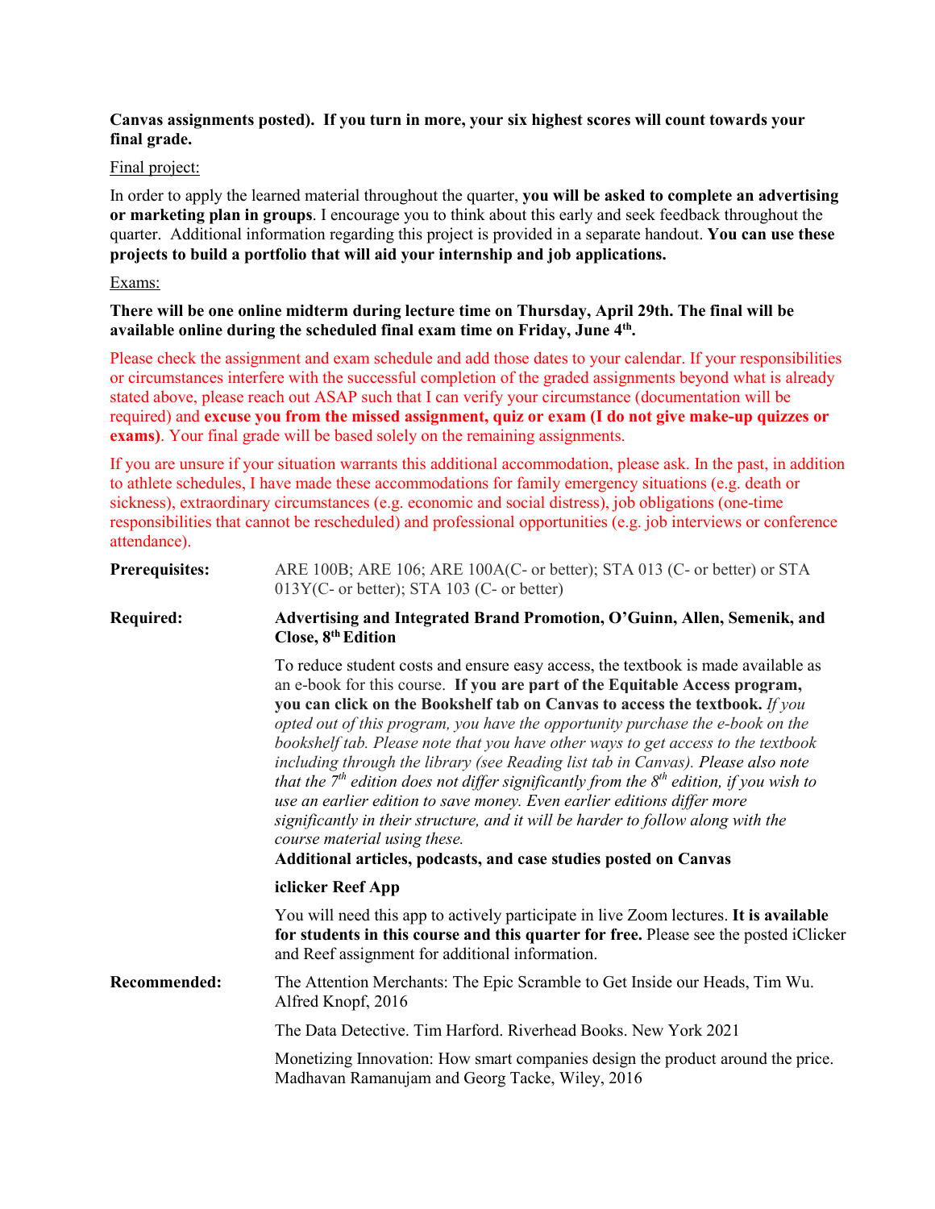**Canvas assignments posted). If you turn in more, your six highest scores will count towards your final grade.**

Final project:

In order to apply the learned material throughout the quarter, **you will be asked to complete an advertising or marketing plan in groups**. I encourage you to think about this early and seek feedback throughout the quarter. Additional information regarding this project is provided in a separate handout. **You can use these projects to build a portfolio that will aid your internship and job applications.**

Exams:

**There will be one online midterm during lecture time on Thursday, April 29th. The final will be available online during the scheduled final exam time on Friday, June 4th.**

Please check the assignment and exam schedule and add those dates to your calendar. If your responsibilities or circumstances interfere with the successful completion of the graded assignments beyond what is already stated above, please reach out ASAP such that I can verify your circumstance (documentation will be required) and **excuse you from the missed assignment, quiz or exam (I do not give make-up quizzes or exams)**. Your final grade will be based solely on the remaining assignments.

If you are unsure if your situation warrants this additional accommodation, please ask. In the past, in addition to athlete schedules, I have made these accommodations for family emergency situations (e.g. death or sickness), extraordinary circumstances (e.g. economic and social distress), job obligations (one-time responsibilities that cannot be rescheduled) and professional opportunities (e.g. job interviews or conference attendance).

**Prerequisites:** ARE 100B; ARE 106; ARE 100A(C- or better); STA 013 (C- or better) or STA 013Y(C- or better); STA 103 (C- or better)

**Required:** **Advertising and Integrated Brand Promotion, O'Guinn, Allen, Semenik, and Close, 8th Edition**

To reduce student costs and ensure easy access, the textbook is made available as an e-book for this course. **If you are part of the Equitable Access program, you can click on the Bookshelf tab on Canvas to access the textbook.** *If you opted out of this program, you have the opportunity purchase the e-book on the bookshelf tab. Please note that you have other ways to get access to the textbook including through the library (see Reading list tab in Canvas). Please also note that the 7th edition does not differ significantly from the 8th edition, if you wish to use an earlier edition to save money. Even earlier editions differ more significantly in their structure, and it will be harder to follow along with the course material using these.*

**Additional articles, podcasts, and case studies posted on Canvas**

**iclicker Reef App**

You will need this app to actively participate in live Zoom lectures. **It is available for students in this course and this quarter for free.** Please see the posted iClicker and Reef assignment for additional information.

**Recommended:** The Attention Merchants: The Epic Scramble to Get Inside our Heads, Tim Wu. Alfred Knopf, 2016

The Data Detective. Tim Harford. Riverhead Books. New York 2021

Monetizing Innovation: How smart companies design the product around the price. Madhavan Ramanujam and Georg Tacke, Wiley, 2016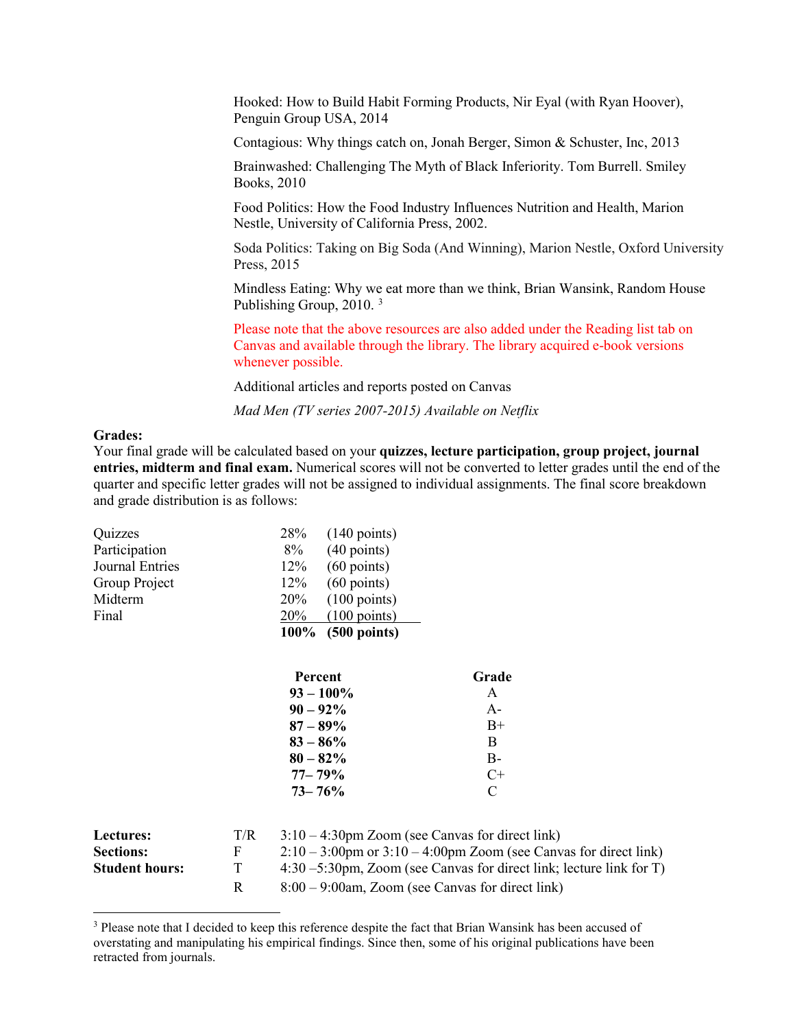Hooked: How to Build Habit Forming Products, Nir Eyal (with Ryan Hoover), Penguin Group USA, 2014

Contagious: Why things catch on, Jonah Berger, Simon & Schuster, Inc, 2013

Brainwashed: Challenging The Myth of Black Inferiority. Tom Burrell. Smiley Books, 2010

Food Politics: How the Food Industry Influences Nutrition and Health, Marion Nestle, University of California Press, 2002.

Soda Politics: Taking on Big Soda (And Winning), Marion Nestle, Oxford University Press, 2015

Mindless Eating: Why we eat more than we think, Brian Wansink, Random House Publishing Group, 2010. [3]

Please note that the above resources are also added under the Reading list tab on Canvas and available through the library. The library acquired e-book versions whenever possible.

Additional articles and reports posted on Canvas

*Mad Men (TV series 2007-2015) Available on Netflix*

**Grades:**
Your final grade will be calculated based on your **quizzes, lecture participation, group project, journal entries, midterm and final exam.** Numerical scores will not be converted to letter grades until the end of the quarter and specific letter grades will not be assigned to individual assignments. The final score breakdown and grade distribution is as follows:

| | | |
|---|---|---|
| Quizzes | 28% | (140 points) |
| Participation | 8% | (40 points) |
| Journal Entries | 12% | (60 points) |
| Group Project | 12% | (60 points) |
| Midterm | 20% | (100 points) |
| Final | 20% | (100 points) |
| | **100%** | **(500 points)** |

| Percent | Grade |
|---|---|
| **93 – 100%** | A |
| **90 – 92%** | A- |
| **87 – 89%** | B+ |
| **83 – 86%** | B |
| **80 – 82%** | B- |
| **77– 79%** | C+ |
| **73– 76%** | C |

| | | |
|---|---|---|
| **Lectures:** | T/R | 3:10 – 4:30pm Zoom (see Canvas for direct link) |
| **Sections:** | F | 2:10 – 3:00pm or 3:10 – 4:00pm Zoom (see Canvas for direct link) |
| **Student hours:** | T | 4:30 –5:30pm, Zoom (see Canvas for direct link; lecture link for T) |
| | R | 8:00 – 9:00am, Zoom (see Canvas for direct link) |

[3] Please note that I decided to keep this reference despite the fact that Brian Wansink has been accused of overstating and manipulating his empirical findings. Since then, some of his original publications have been retracted from journals.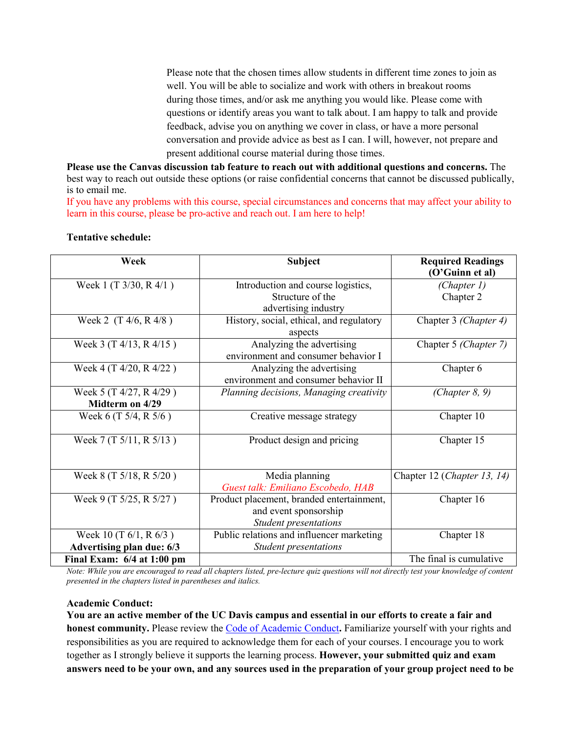Please note that the chosen times allow students in different time zones to join as well. You will be able to socialize and work with others in breakout rooms during those times, and/or ask me anything you would like. Please come with questions or identify areas you want to talk about. I am happy to talk and provide feedback, advise you on anything we cover in class, or have a more personal conversation and provide advice as best as I can. I will, however, not prepare and present additional course material during those times.

**Please use the Canvas discussion tab feature to reach out with additional questions and concerns.** The best way to reach out outside these options (or raise confidential concerns that cannot be discussed publically, is to email me.

If you have any problems with this course, special circumstances and concerns that may affect your ability to learn in this course, please be pro-active and reach out. I am here to help!

**Tentative schedule:**

| Week | Subject | Required Readings (O'Guinn et al) |
|---|---|---|
| Week 1 (T 3/30, R 4/1 ) | Introduction and course logistics, Structure of the advertising industry | *(Chapter 1)* Chapter 2 |
| Week 2 (T 4/6, R 4/8 ) | History, social, ethical, and regulatory aspects | Chapter 3 *(Chapter 4)* |
| Week 3 (T 4/13, R 4/15 ) | Analyzing the advertising environment and consumer behavior I | Chapter 5 *(Chapter 7)* |
| Week 4 (T 4/20, R 4/22 ) | Analyzing the advertising environment and consumer behavior II | Chapter 6 |
| Week 5 (T 4/27, R 4/29 ) **Midterm on 4/29** | *Planning decisions, Managing creativity* | *(Chapter 8, 9)* |
| Week 6 (T 5/4, R 5/6 ) | Creative message strategy | Chapter 10 |
| Week 7 (T 5/11, R 5/13 ) | Product design and pricing | Chapter 15 |
| Week 8 (T 5/18, R 5/20 ) | Media planning *Guest talk: Emiliano Escobedo, HAB* | Chapter 12 (*Chapter 13, 14)* |
| Week 9 (T 5/25, R 5/27 ) | Product placement, branded entertainment, and event sponsorship *Student presentations* | Chapter 16 |
| Week 10 (T 6/1, R 6/3 ) **Advertising plan due: 6/3** | Public relations and influencer marketing *Student presentations* | Chapter 18 |
| **Final Exam: 6/4 at 1:00 pm** | | The final is cumulative |

*Note: While you are encouraged to read all chapters listed, pre-lecture quiz questions will not directly test your knowledge of content presented in the chapters listed in parentheses and italics.*

**Academic Conduct:**

**You are an active member of the UC Davis campus and essential in our efforts to create a fair and honest community.** Please review the Code of Academic Conduct**.** Familiarize yourself with your rights and responsibilities as you are required to acknowledge them for each of your courses. I encourage you to work together as I strongly believe it supports the learning process. **However, your submitted quiz and exam answers need to be your own, and any sources used in the preparation of your group project need to be**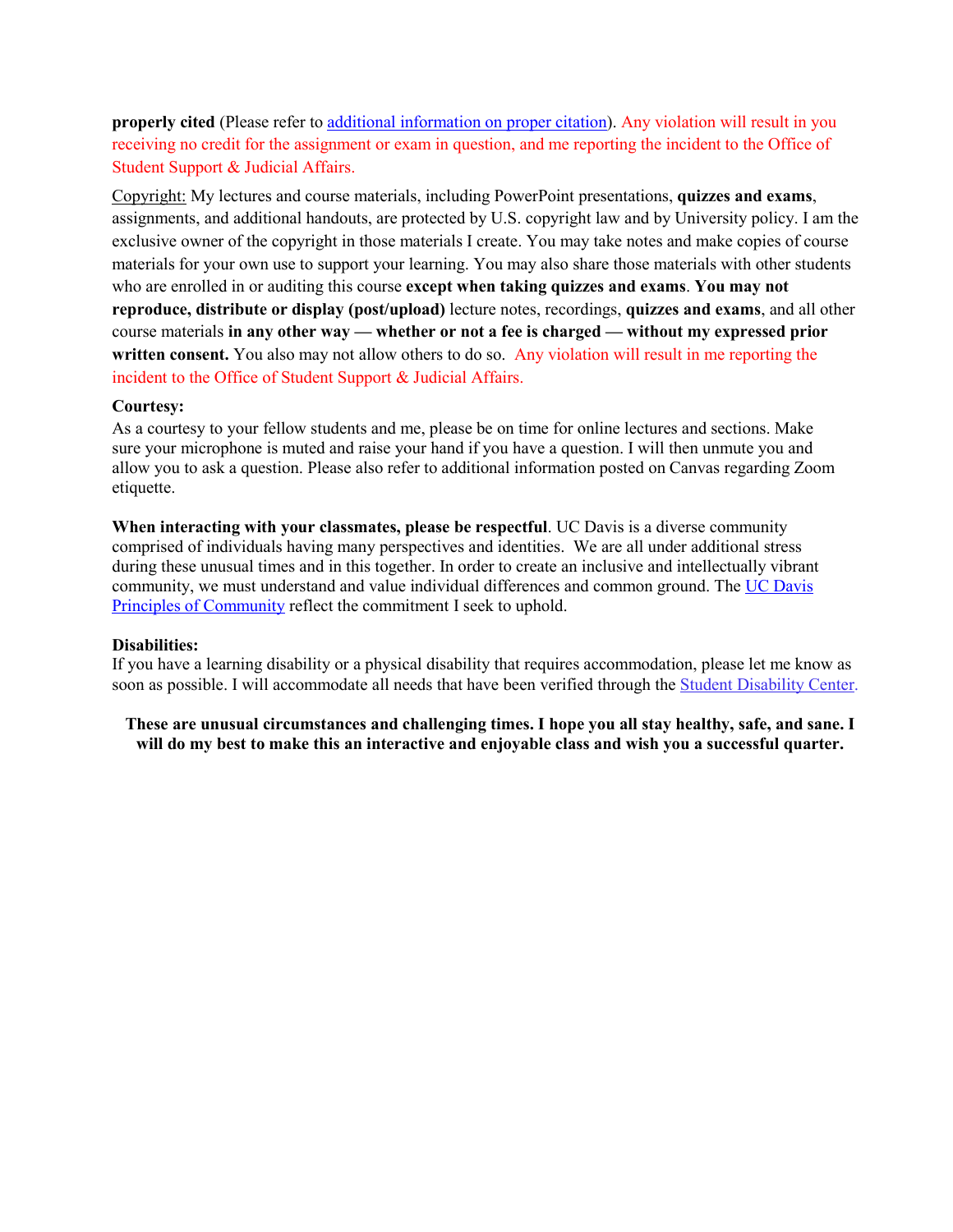**properly cited** (Please refer to additional information on proper citation). Any violation will result in you receiving no credit for the assignment or exam in question, and me reporting the incident to the Office of Student Support & Judicial Affairs.

Copyright: My lectures and course materials, including PowerPoint presentations, **quizzes and exams**, assignments, and additional handouts, are protected by U.S. copyright law and by University policy. I am the exclusive owner of the copyright in those materials I create. You may take notes and make copies of course materials for your own use to support your learning. You may also share those materials with other students who are enrolled in or auditing this course **except when taking quizzes and exams**. **You may not reproduce, distribute or display (post/upload)** lecture notes, recordings, **quizzes and exams**, and all other course materials **in any other way — whether or not a fee is charged — without my expressed prior written consent.** You also may not allow others to do so. Any violation will result in me reporting the incident to the Office of Student Support & Judicial Affairs.

**Courtesy:**
As a courtesy to your fellow students and me, please be on time for online lectures and sections. Make sure your microphone is muted and raise your hand if you have a question. I will then unmute you and allow you to ask a question. Please also refer to additional information posted on Canvas regarding Zoom etiquette.

**When interacting with your classmates, please be respectful**. UC Davis is a diverse community comprised of individuals having many perspectives and identities. We are all under additional stress during these unusual times and in this together. In order to create an inclusive and intellectually vibrant community, we must understand and value individual differences and common ground. The UC Davis Principles of Community reflect the commitment I seek to uphold.

**Disabilities:**
If you have a learning disability or a physical disability that requires accommodation, please let me know as soon as possible. I will accommodate all needs that have been verified through the Student Disability Center.

**These are unusual circumstances and challenging times. I hope you all stay healthy, safe, and sane. I will do my best to make this an interactive and enjoyable class and wish you a successful quarter.**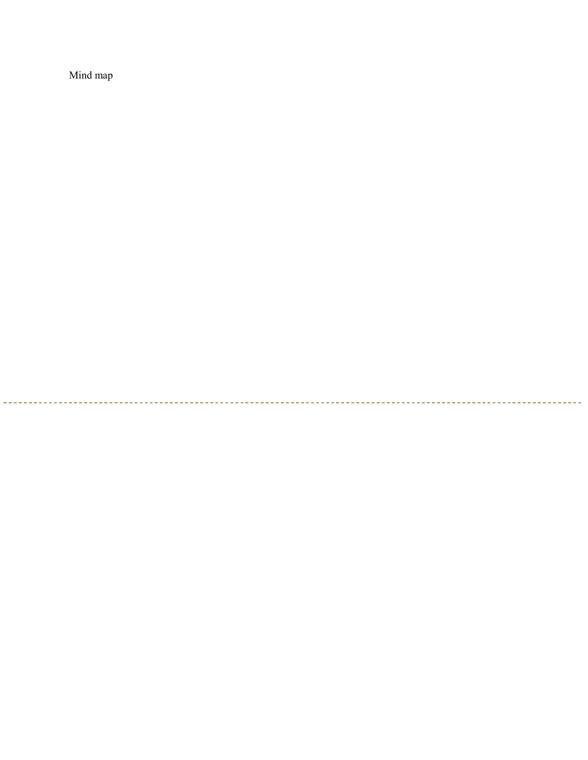Mind map